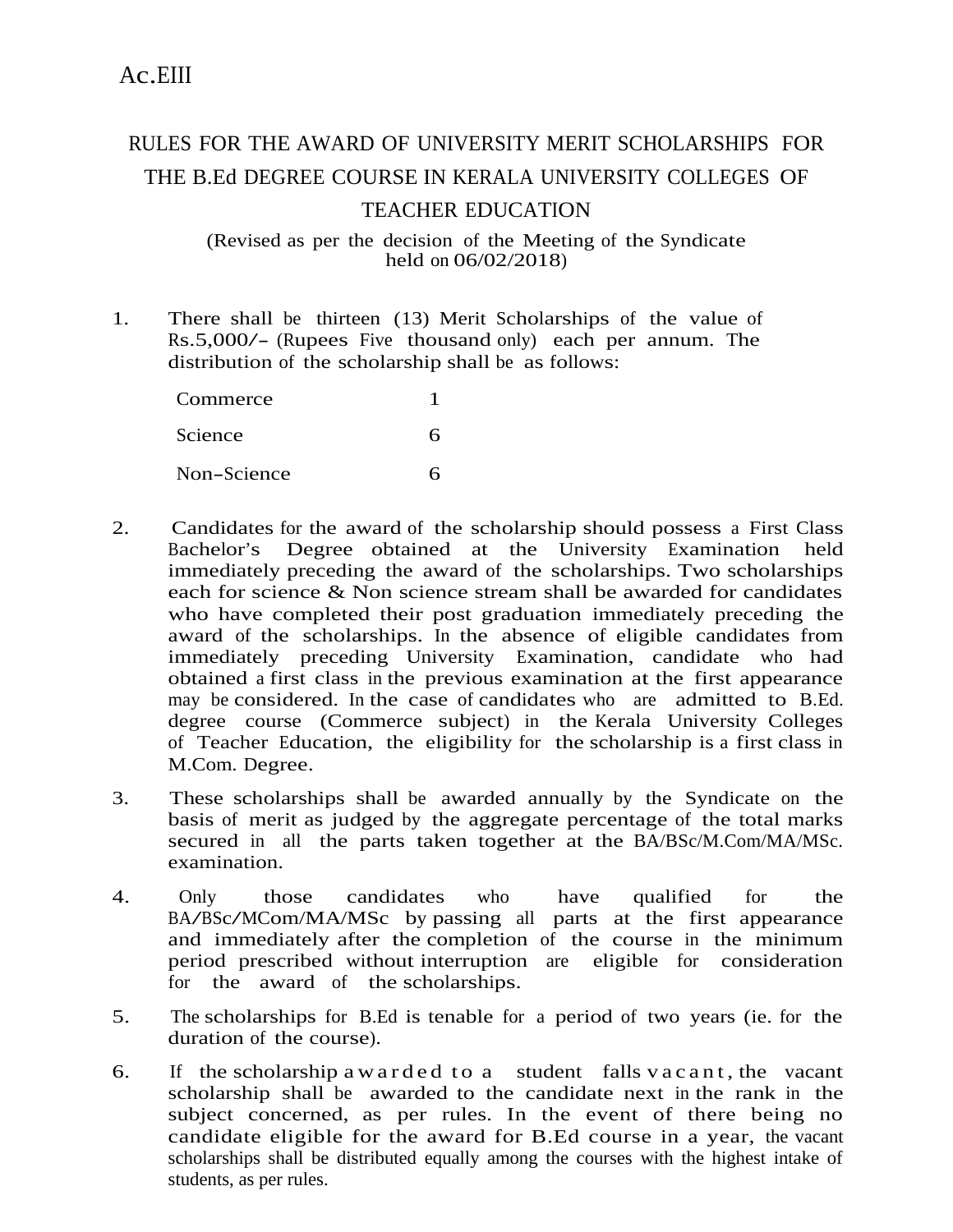Ac.EIII

# RULES FOR THE AWARD OF UNIVERSITY MERIT SCHOLARSHIPS FOR THE B.Ed DEGREE COURSE IN KERALA UNIVERSITY COLLEGES OF TEACHER EDUCATION

(Revised as per the decision of the Meeting of the Syndicate held on 06/02/2018)

1. There shall be thirteen (13) Merit Scholarships of the value of Rs.5,000/- (Rupees Five thousand only) each per annum. The distribution of the scholarship shall be as follows:

| | |
|---|---|
| Commerce | 1 |
| Science | 6 |
| Non-Science | 6 |

2. Candidates for the award of the scholarship should possess a First Class Bachelor's Degree obtained at the University Examination held immediately preceding the award of the scholarships. Two scholarships each for science & Non science stream shall be awarded for candidates who have completed their post graduation immediately preceding the award of the scholarships. In the absence of eligible candidates from immediately preceding University Examination, candidate who had obtained a first class in the previous examination at the first appearance may be considered. In the case of candidates who are admitted to B.Ed. degree course (Commerce subject) in the Kerala University Colleges of Teacher Education, the eligibility for the scholarship is a first class in M.Com. Degree.

3. These scholarships shall be awarded annually by the Syndicate on the basis of merit as judged by the aggregate percentage of the total marks secured in all the parts taken together at the BA/BSc/M.Com/MA/MSc. examination.

4. Only those candidates who have qualified for the BA/BSc/MCom/MA/MSc by passing all parts at the first appearance and immediately after the completion of the course in the minimum period prescribed without interruption are eligible for consideration for the award of the scholarships.

5. The scholarships for B.Ed is tenable for a period of two years (ie. for the duration of the course).

6. If the scholarship awarded to a student falls vacant, the vacant scholarship shall be awarded to the candidate next in the rank in the subject concerned, as per rules. In the event of there being no candidate eligible for the award for B.Ed course in a year, the vacant scholarships shall be distributed equally among the courses with the highest intake of students, as per rules.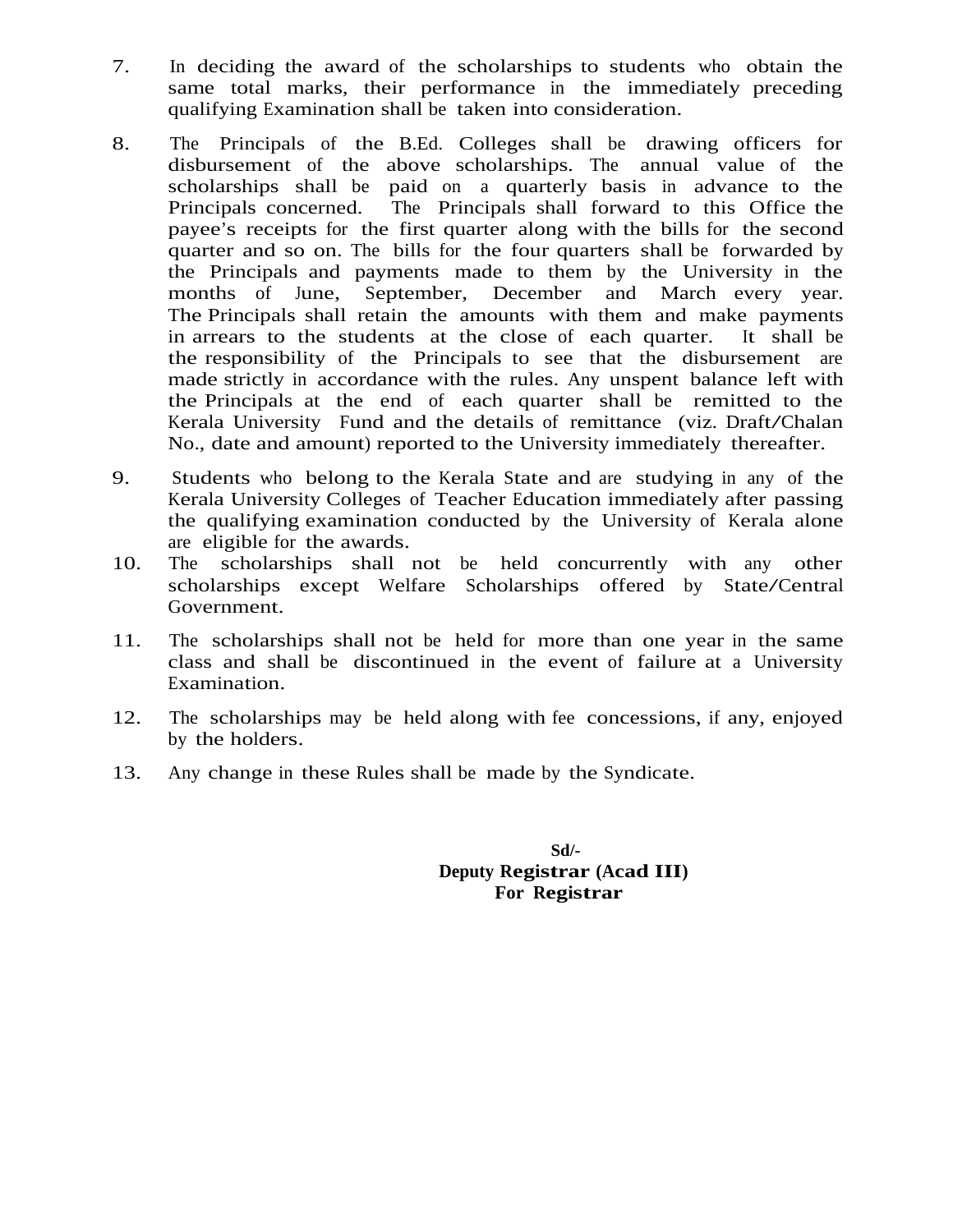7. In deciding the award of the scholarships to students who obtain the same total marks, their performance in the immediately preceding qualifying Examination shall be taken into consideration.

8. The Principals of the B.Ed. Colleges shall be drawing officers for disbursement of the above scholarships. The annual value of the scholarships shall be paid on a quarterly basis in advance to the Principals concerned. The Principals shall forward to this Office the payee's receipts for the first quarter along with the bills for the second quarter and so on. The bills for the four quarters shall be forwarded by the Principals and payments made to them by the University in the months of June, September, December and March every year. The Principals shall retain the amounts with them and make payments in arrears to the students at the close of each quarter. It shall be the responsibility of the Principals to see that the disbursement are made strictly in accordance with the rules. Any unspent balance left with the Principals at the end of each quarter shall be remitted to the Kerala University Fund and the details of remittance (viz. Draft/Chalan No., date and amount) reported to the University immediately thereafter.

9. Students who belong to the Kerala State and are studying in any of the Kerala University Colleges of Teacher Education immediately after passing the qualifying examination conducted by the University of Kerala alone are eligible for the awards.

10. The scholarships shall not be held concurrently with any other scholarships except Welfare Scholarships offered by State/Central Government.

11. The scholarships shall not be held for more than one year in the same class and shall be discontinued in the event of failure at a University Examination.

12. The scholarships may be held along with fee concessions, if any, enjoyed by the holders.

13. Any change in these Rules shall be made by the Syndicate.

**Sd/-**
**Deputy Registrar (Acad III)**
**For Registrar**